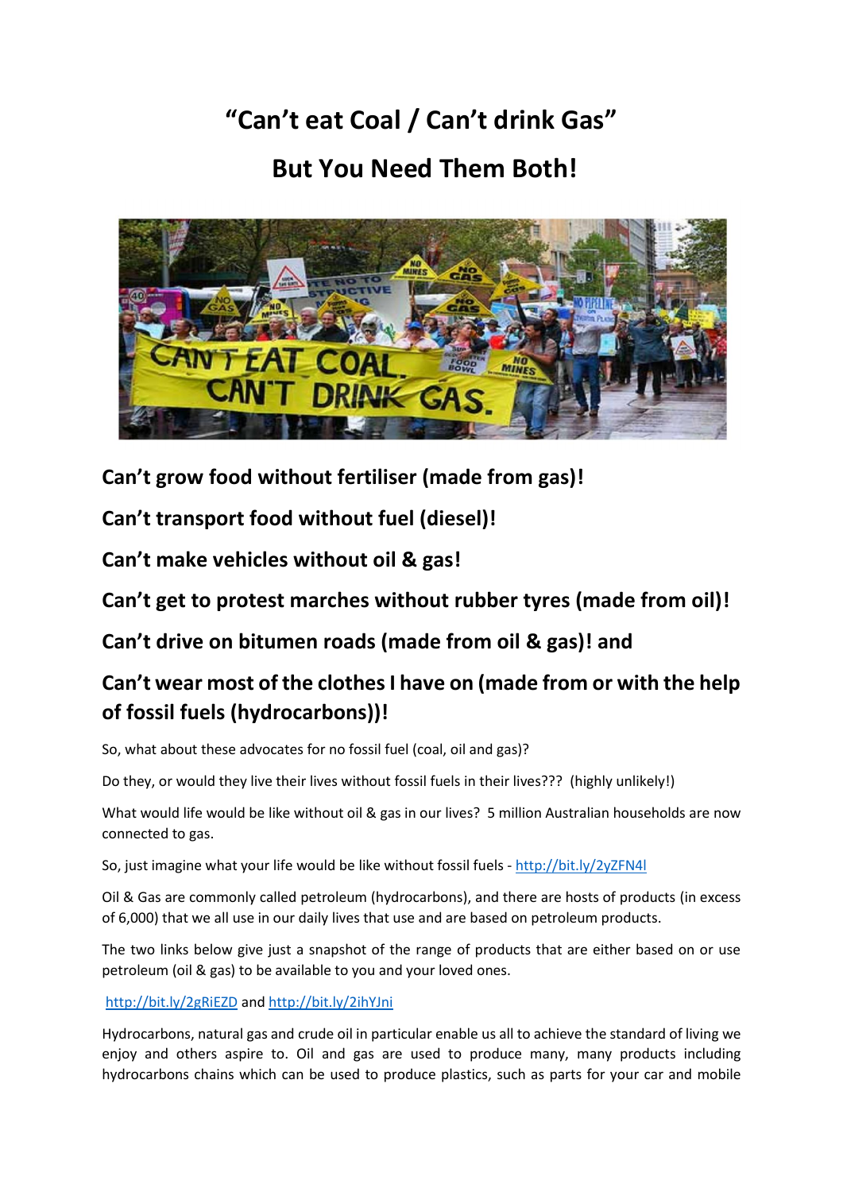# "Can't eat Coal / Can't drink Gas"

# But You Need Them Both!

**Can't grow food without fertiliser (made from gas)!**

**Can't transport food without fuel (diesel)!**

**Can't make vehicles without oil & gas!**

**Can't get to protest marches without rubber tyres (made from oil)!**

**Can't drive on bitumen roads (made from oil & gas)! and**

**Can't wear most of the clothes I have on (made from or with the help of fossil fuels (hydrocarbons))!**

So, what about these advocates for no fossil fuel (coal, oil and gas)?

Do they, or would they live their lives without fossil fuels in their lives??? (highly unlikely!)

What would life would be like without oil & gas in our lives? 5 million Australian households are now connected to gas.

So, just imagine what your life would be like without fossil fuels - http://bit.ly/2yZFN4l

Oil & Gas are commonly called petroleum (hydrocarbons), and there are hosts of products (in excess of 6,000) that we all use in our daily lives that use and are based on petroleum products.

The two links below give just a snapshot of the range of products that are either based on or use petroleum (oil & gas) to be available to you and your loved ones.

http://bit.ly/2gRiEZD and http://bit.ly/2ihYJni

Hydrocarbons, natural gas and crude oil in particular enable us all to achieve the standard of living we enjoy and others aspire to. Oil and gas are used to produce many, many products including hydrocarbons chains which can be used to produce plastics, such as parts for your car and mobile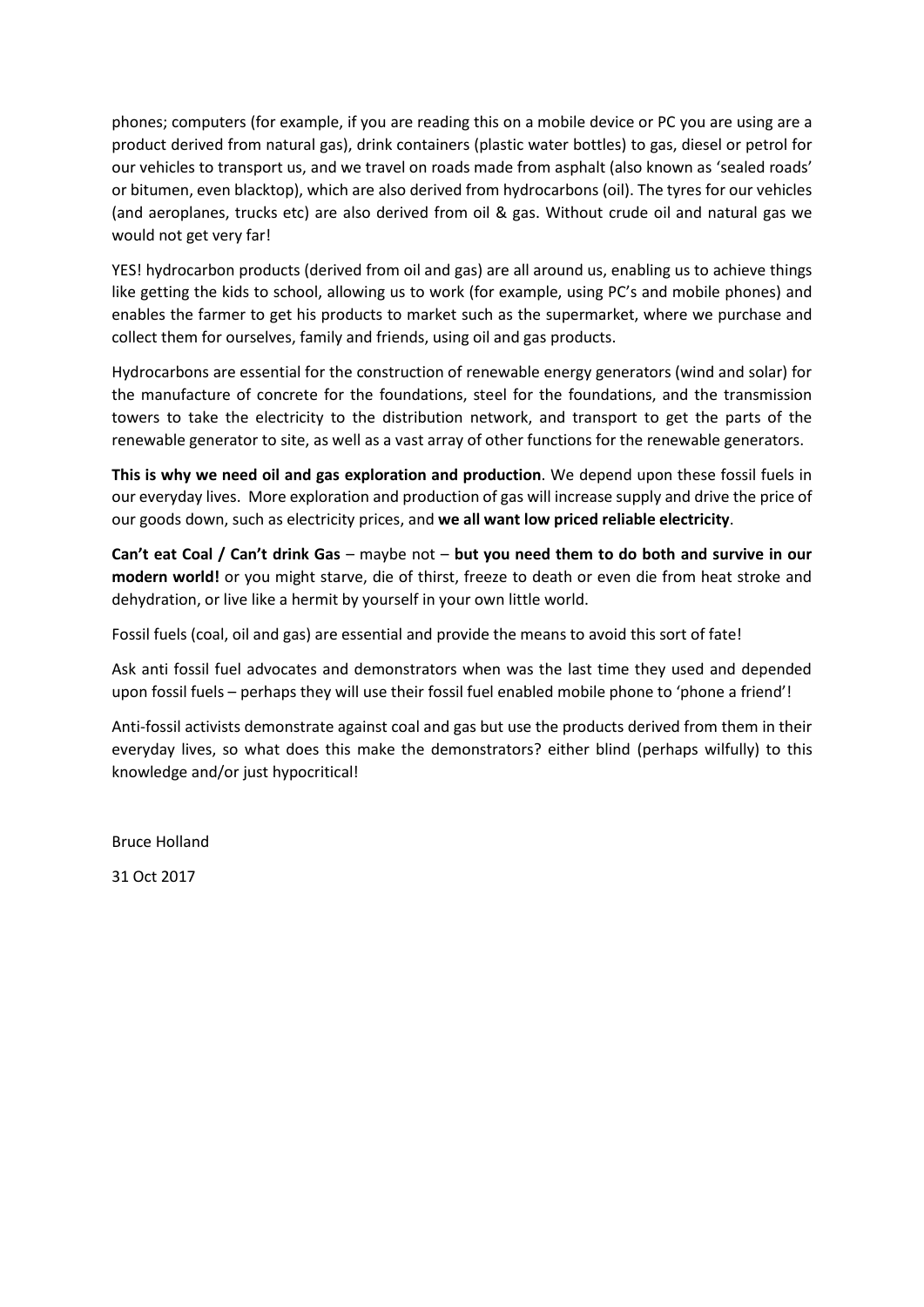phones; computers (for example, if you are reading this on a mobile device or PC you are using are a product derived from natural gas), drink containers (plastic water bottles) to gas, diesel or petrol for our vehicles to transport us, and we travel on roads made from asphalt (also known as 'sealed roads' or bitumen, even blacktop), which are also derived from hydrocarbons (oil). The tyres for our vehicles (and aeroplanes, trucks etc) are also derived from oil & gas. Without crude oil and natural gas we would not get very far!

YES! hydrocarbon products (derived from oil and gas) are all around us, enabling us to achieve things like getting the kids to school, allowing us to work (for example, using PC's and mobile phones) and enables the farmer to get his products to market such as the supermarket, where we purchase and collect them for ourselves, family and friends, using oil and gas products.

Hydrocarbons are essential for the construction of renewable energy generators (wind and solar) for the manufacture of concrete for the foundations, steel for the foundations, and the transmission towers to take the electricity to the distribution network, and transport to get the parts of the renewable generator to site, as well as a vast array of other functions for the renewable generators.

**This is why we need oil and gas exploration and production**. We depend upon these fossil fuels in our everyday lives. More exploration and production of gas will increase supply and drive the price of our goods down, such as electricity prices, and **we all want low priced reliable electricity**.

**Can't eat Coal / Can't drink Gas** – maybe not – **but you need them to do both and survive in our modern world!** or you might starve, die of thirst, freeze to death or even die from heat stroke and dehydration, or live like a hermit by yourself in your own little world.

Fossil fuels (coal, oil and gas) are essential and provide the means to avoid this sort of fate!

Ask anti fossil fuel advocates and demonstrators when was the last time they used and depended upon fossil fuels – perhaps they will use their fossil fuel enabled mobile phone to 'phone a friend'!

Anti-fossil activists demonstrate against coal and gas but use the products derived from them in their everyday lives, so what does this make the demonstrators? either blind (perhaps wilfully) to this knowledge and/or just hypocritical!

Bruce Holland

31 Oct 2017